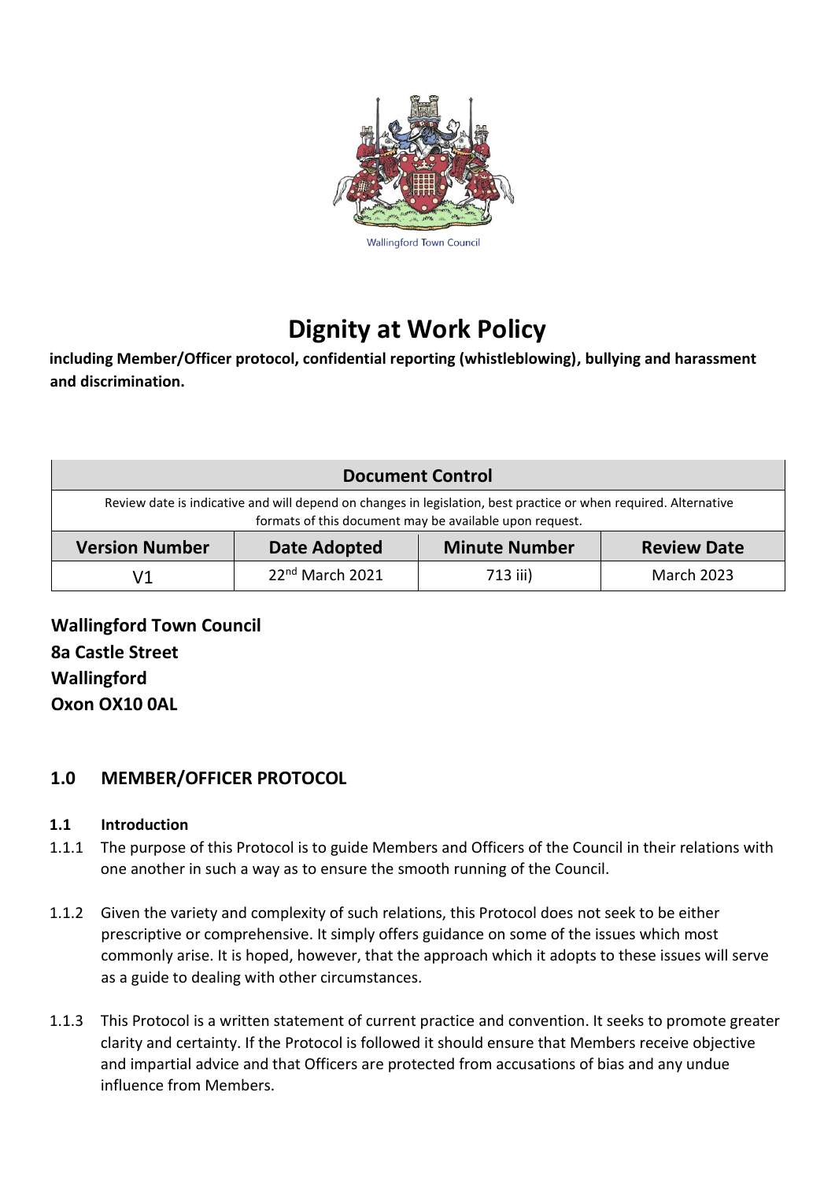Wallingford Town Council

# Dignity at Work Policy

**including Member/Officer protocol, confidential reporting (whistleblowing), bullying and harassment and discrimination.**

| Document Control | | | |
|---|---|---|---|
| Review date is indicative and will depend on changes in legislation, best practice or when required. Alternative formats of this document may be available upon request. | | | |
| **Version Number** | **Date Adopted** | **Minute Number** | **Review Date** |
| V1 | 22nd March 2021 | 713 iii) | March 2023 |

**Wallingford Town Council**
**8a Castle Street**
**Wallingford**
**Oxon OX10 0AL**

## 1.0 MEMBER/OFFICER PROTOCOL

### 1.1 Introduction

1.1.1 The purpose of this Protocol is to guide Members and Officers of the Council in their relations with one another in such a way as to ensure the smooth running of the Council.

1.1.2 Given the variety and complexity of such relations, this Protocol does not seek to be either prescriptive or comprehensive. It simply offers guidance on some of the issues which most commonly arise. It is hoped, however, that the approach which it adopts to these issues will serve as a guide to dealing with other circumstances.

1.1.3 This Protocol is a written statement of current practice and convention. It seeks to promote greater clarity and certainty. If the Protocol is followed it should ensure that Members receive objective and impartial advice and that Officers are protected from accusations of bias and any undue influence from Members.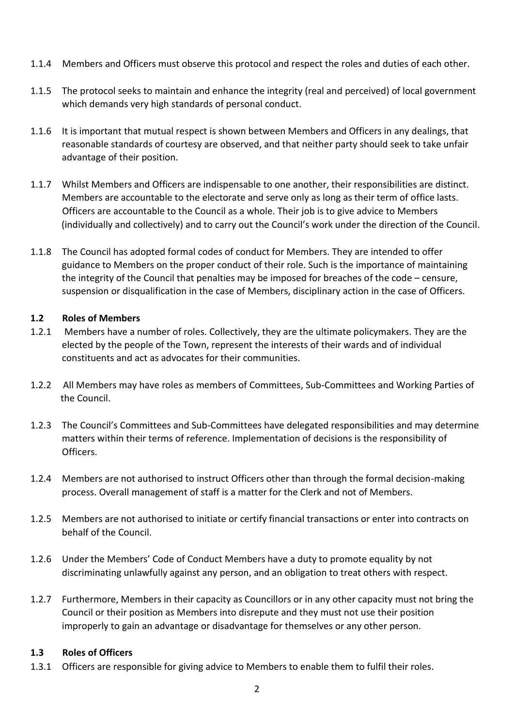1.1.4 Members and Officers must observe this protocol and respect the roles and duties of each other.

1.1.5 The protocol seeks to maintain and enhance the integrity (real and perceived) of local government which demands very high standards of personal conduct.

1.1.6 It is important that mutual respect is shown between Members and Officers in any dealings, that reasonable standards of courtesy are observed, and that neither party should seek to take unfair advantage of their position.

1.1.7 Whilst Members and Officers are indispensable to one another, their responsibilities are distinct. Members are accountable to the electorate and serve only as long as their term of office lasts. Officers are accountable to the Council as a whole. Their job is to give advice to Members (individually and collectively) and to carry out the Council's work under the direction of the Council.

1.1.8 The Council has adopted formal codes of conduct for Members. They are intended to offer guidance to Members on the proper conduct of their role. Such is the importance of maintaining the integrity of the Council that penalties may be imposed for breaches of the code – censure, suspension or disqualification in the case of Members, disciplinary action in the case of Officers.

### 1.2 Roles of Members

1.2.1 Members have a number of roles. Collectively, they are the ultimate policymakers. They are the elected by the people of the Town, represent the interests of their wards and of individual constituents and act as advocates for their communities.

1.2.2 All Members may have roles as members of Committees, Sub-Committees and Working Parties of the Council.

1.2.3 The Council's Committees and Sub-Committees have delegated responsibilities and may determine matters within their terms of reference. Implementation of decisions is the responsibility of Officers.

1.2.4 Members are not authorised to instruct Officers other than through the formal decision-making process. Overall management of staff is a matter for the Clerk and not of Members.

1.2.5 Members are not authorised to initiate or certify financial transactions or enter into contracts on behalf of the Council.

1.2.6 Under the Members' Code of Conduct Members have a duty to promote equality by not discriminating unlawfully against any person, and an obligation to treat others with respect.

1.2.7 Furthermore, Members in their capacity as Councillors or in any other capacity must not bring the Council or their position as Members into disrepute and they must not use their position improperly to gain an advantage or disadvantage for themselves or any other person.

### 1.3 Roles of Officers

1.3.1 Officers are responsible for giving advice to Members to enable them to fulfil their roles.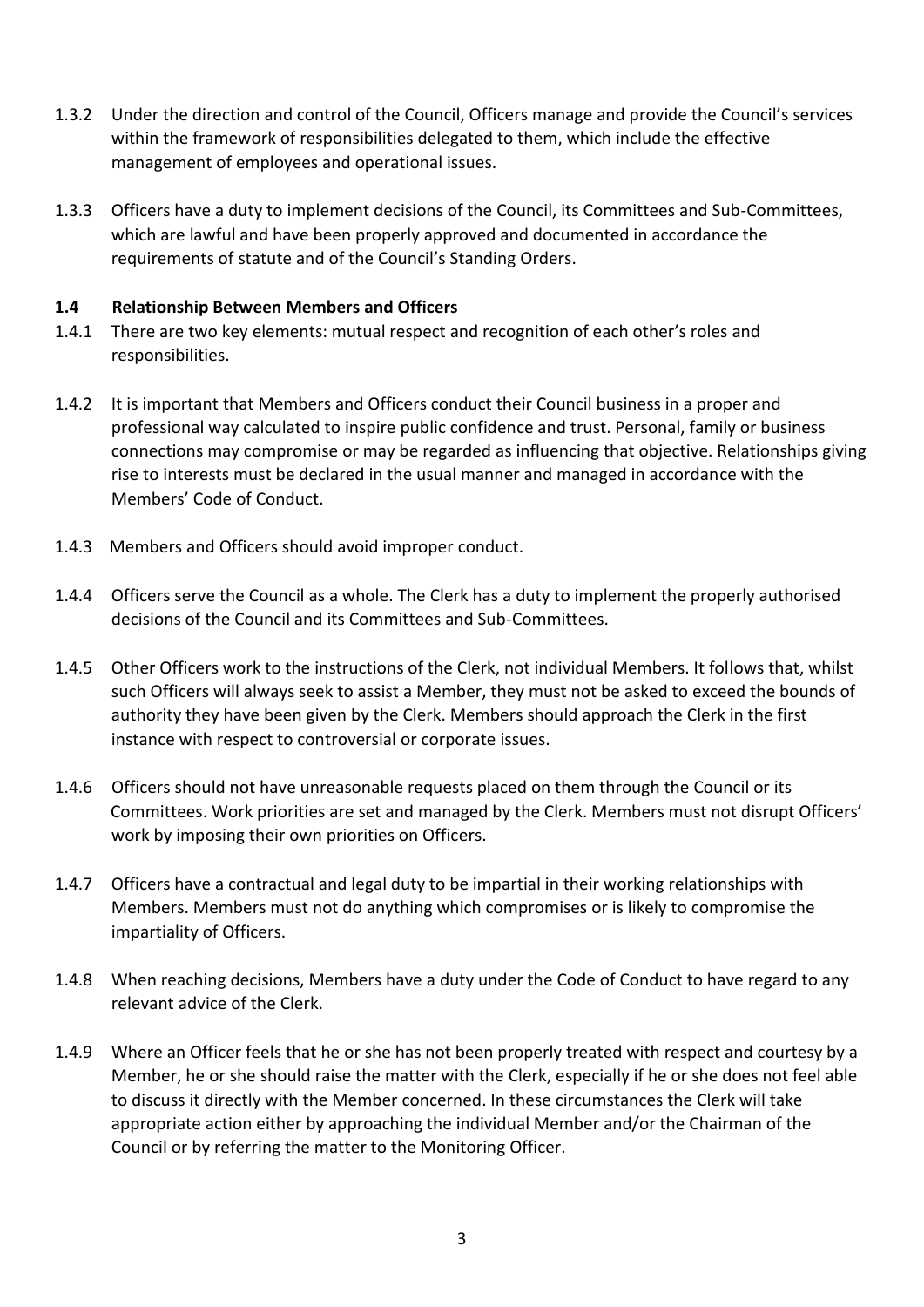1.3.2 Under the direction and control of the Council, Officers manage and provide the Council's services within the framework of responsibilities delegated to them, which include the effective management of employees and operational issues.

1.3.3 Officers have a duty to implement decisions of the Council, its Committees and Sub-Committees, which are lawful and have been properly approved and documented in accordance the requirements of statute and of the Council's Standing Orders.

### 1.4 Relationship Between Members and Officers

1.4.1 There are two key elements: mutual respect and recognition of each other's roles and responsibilities.

1.4.2 It is important that Members and Officers conduct their Council business in a proper and professional way calculated to inspire public confidence and trust. Personal, family or business connections may compromise or may be regarded as influencing that objective. Relationships giving rise to interests must be declared in the usual manner and managed in accordance with the Members' Code of Conduct.

1.4.3 Members and Officers should avoid improper conduct.

1.4.4 Officers serve the Council as a whole. The Clerk has a duty to implement the properly authorised decisions of the Council and its Committees and Sub-Committees.

1.4.5 Other Officers work to the instructions of the Clerk, not individual Members. It follows that, whilst such Officers will always seek to assist a Member, they must not be asked to exceed the bounds of authority they have been given by the Clerk. Members should approach the Clerk in the first instance with respect to controversial or corporate issues.

1.4.6 Officers should not have unreasonable requests placed on them through the Council or its Committees. Work priorities are set and managed by the Clerk. Members must not disrupt Officers' work by imposing their own priorities on Officers.

1.4.7 Officers have a contractual and legal duty to be impartial in their working relationships with Members. Members must not do anything which compromises or is likely to compromise the impartiality of Officers.

1.4.8 When reaching decisions, Members have a duty under the Code of Conduct to have regard to any relevant advice of the Clerk.

1.4.9 Where an Officer feels that he or she has not been properly treated with respect and courtesy by a Member, he or she should raise the matter with the Clerk, especially if he or she does not feel able to discuss it directly with the Member concerned. In these circumstances the Clerk will take appropriate action either by approaching the individual Member and/or the Chairman of the Council or by referring the matter to the Monitoring Officer.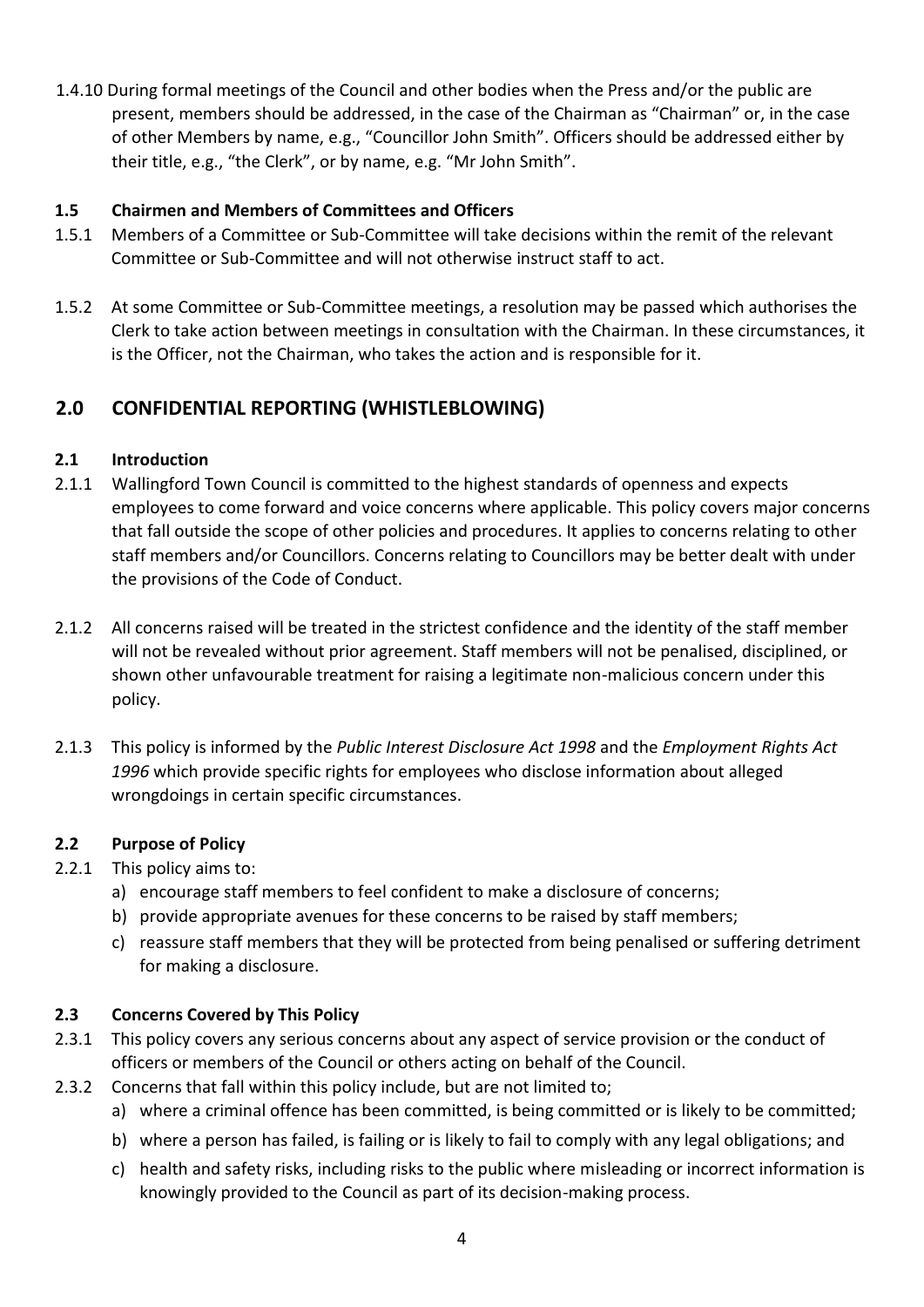1.4.10 During formal meetings of the Council and other bodies when the Press and/or the public are present, members should be addressed, in the case of the Chairman as "Chairman" or, in the case of other Members by name, e.g., "Councillor John Smith". Officers should be addressed either by their title, e.g., "the Clerk", or by name, e.g. "Mr John Smith".

### 1.5 Chairmen and Members of Committees and Officers

1.5.1 Members of a Committee or Sub-Committee will take decisions within the remit of the relevant Committee or Sub-Committee and will not otherwise instruct staff to act.

1.5.2 At some Committee or Sub-Committee meetings, a resolution may be passed which authorises the Clerk to take action between meetings in consultation with the Chairman. In these circumstances, it is the Officer, not the Chairman, who takes the action and is responsible for it.

## 2.0 CONFIDENTIAL REPORTING (WHISTLEBLOWING)

### 2.1 Introduction

2.1.1 Wallingford Town Council is committed to the highest standards of openness and expects employees to come forward and voice concerns where applicable. This policy covers major concerns that fall outside the scope of other policies and procedures. It applies to concerns relating to other staff members and/or Councillors. Concerns relating to Councillors may be better dealt with under the provisions of the Code of Conduct.

2.1.2 All concerns raised will be treated in the strictest confidence and the identity of the staff member will not be revealed without prior agreement. Staff members will not be penalised, disciplined, or shown other unfavourable treatment for raising a legitimate non-malicious concern under this policy.

2.1.3 This policy is informed by the *Public Interest Disclosure Act 1998* and the *Employment Rights Act 1996* which provide specific rights for employees who disclose information about alleged wrongdoings in certain specific circumstances.

### 2.2 Purpose of Policy

2.2.1 This policy aims to:

a) encourage staff members to feel confident to make a disclosure of concerns;
b) provide appropriate avenues for these concerns to be raised by staff members;
c) reassure staff members that they will be protected from being penalised or suffering detriment for making a disclosure.

### 2.3 Concerns Covered by This Policy

2.3.1 This policy covers any serious concerns about any aspect of service provision or the conduct of officers or members of the Council or others acting on behalf of the Council.

2.3.2 Concerns that fall within this policy include, but are not limited to;

a) where a criminal offence has been committed, is being committed or is likely to be committed;
b) where a person has failed, is failing or is likely to fail to comply with any legal obligations; and
c) health and safety risks, including risks to the public where misleading or incorrect information is knowingly provided to the Council as part of its decision-making process.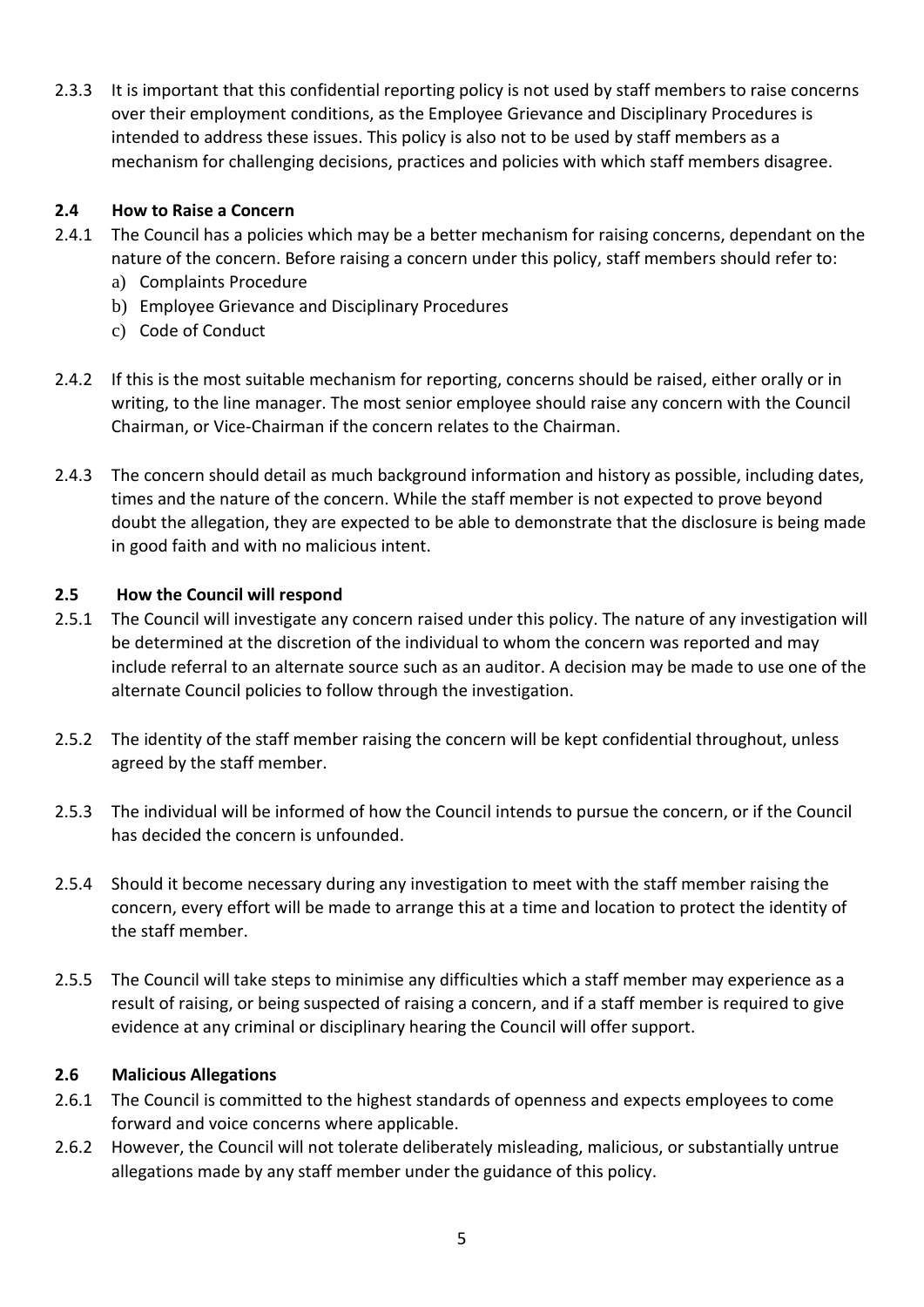2.3.3 It is important that this confidential reporting policy is not used by staff members to raise concerns over their employment conditions, as the Employee Grievance and Disciplinary Procedures is intended to address these issues. This policy is also not to be used by staff members as a mechanism for challenging decisions, practices and policies with which staff members disagree.

### 2.4 How to Raise a Concern

2.4.1 The Council has a policies which may be a better mechanism for raising concerns, dependant on the nature of the concern. Before raising a concern under this policy, staff members should refer to:

a) Complaints Procedure
b) Employee Grievance and Disciplinary Procedures
c) Code of Conduct

2.4.2 If this is the most suitable mechanism for reporting, concerns should be raised, either orally or in writing, to the line manager. The most senior employee should raise any concern with the Council Chairman, or Vice-Chairman if the concern relates to the Chairman.

2.4.3 The concern should detail as much background information and history as possible, including dates, times and the nature of the concern. While the staff member is not expected to prove beyond doubt the allegation, they are expected to be able to demonstrate that the disclosure is being made in good faith and with no malicious intent.

### 2.5 How the Council will respond

2.5.1 The Council will investigate any concern raised under this policy. The nature of any investigation will be determined at the discretion of the individual to whom the concern was reported and may include referral to an alternate source such as an auditor. A decision may be made to use one of the alternate Council policies to follow through the investigation.

2.5.2 The identity of the staff member raising the concern will be kept confidential throughout, unless agreed by the staff member.

2.5.3 The individual will be informed of how the Council intends to pursue the concern, or if the Council has decided the concern is unfounded.

2.5.4 Should it become necessary during any investigation to meet with the staff member raising the concern, every effort will be made to arrange this at a time and location to protect the identity of the staff member.

2.5.5 The Council will take steps to minimise any difficulties which a staff member may experience as a result of raising, or being suspected of raising a concern, and if a staff member is required to give evidence at any criminal or disciplinary hearing the Council will offer support.

### 2.6 Malicious Allegations

2.6.1 The Council is committed to the highest standards of openness and expects employees to come forward and voice concerns where applicable.

2.6.2 However, the Council will not tolerate deliberately misleading, malicious, or substantially untrue allegations made by any staff member under the guidance of this policy.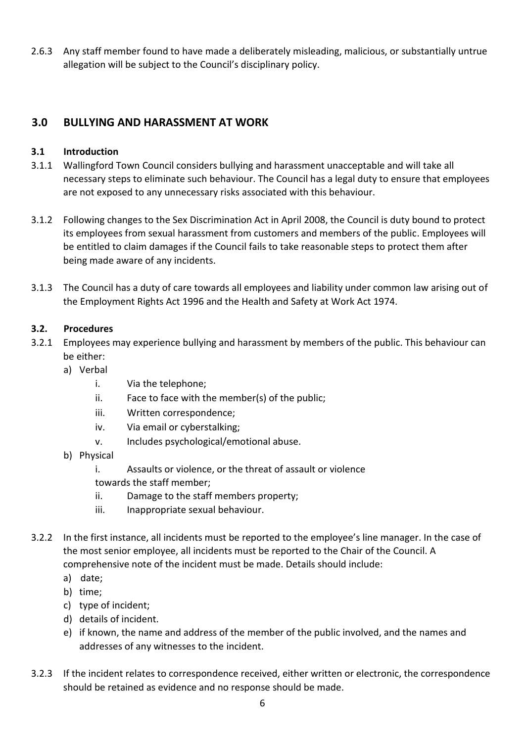2.6.3 Any staff member found to have made a deliberately misleading, malicious, or substantially untrue allegation will be subject to the Council's disciplinary policy.

## 3.0 BULLYING AND HARASSMENT AT WORK

### 3.1 Introduction

3.1.1 Wallingford Town Council considers bullying and harassment unacceptable and will take all necessary steps to eliminate such behaviour. The Council has a legal duty to ensure that employees are not exposed to any unnecessary risks associated with this behaviour.

3.1.2 Following changes to the Sex Discrimination Act in April 2008, the Council is duty bound to protect its employees from sexual harassment from customers and members of the public. Employees will be entitled to claim damages if the Council fails to take reasonable steps to protect them after being made aware of any incidents.

3.1.3 The Council has a duty of care towards all employees and liability under common law arising out of the Employment Rights Act 1996 and the Health and Safety at Work Act 1974.

### 3.2. Procedures

3.2.1 Employees may experience bullying and harassment by members of the public. This behaviour can be either:

a) Verbal
   - i. Via the telephone;
   - ii. Face to face with the member(s) of the public;
   - iii. Written correspondence;
   - iv. Via email or cyberstalking;
   - v. Includes psychological/emotional abuse.

b) Physical
   - i. Assaults or violence, or the threat of assault or violence towards the staff member;
   - ii. Damage to the staff members property;
   - iii. Inappropriate sexual behaviour.

3.2.2 In the first instance, all incidents must be reported to the employee's line manager. In the case of the most senior employee, all incidents must be reported to the Chair of the Council. A comprehensive note of the incident must be made. Details should include:

a) date;
b) time;
c) type of incident;
d) details of incident.
e) if known, the name and address of the member of the public involved, and the names and addresses of any witnesses to the incident.

3.2.3 If the incident relates to correspondence received, either written or electronic, the correspondence should be retained as evidence and no response should be made.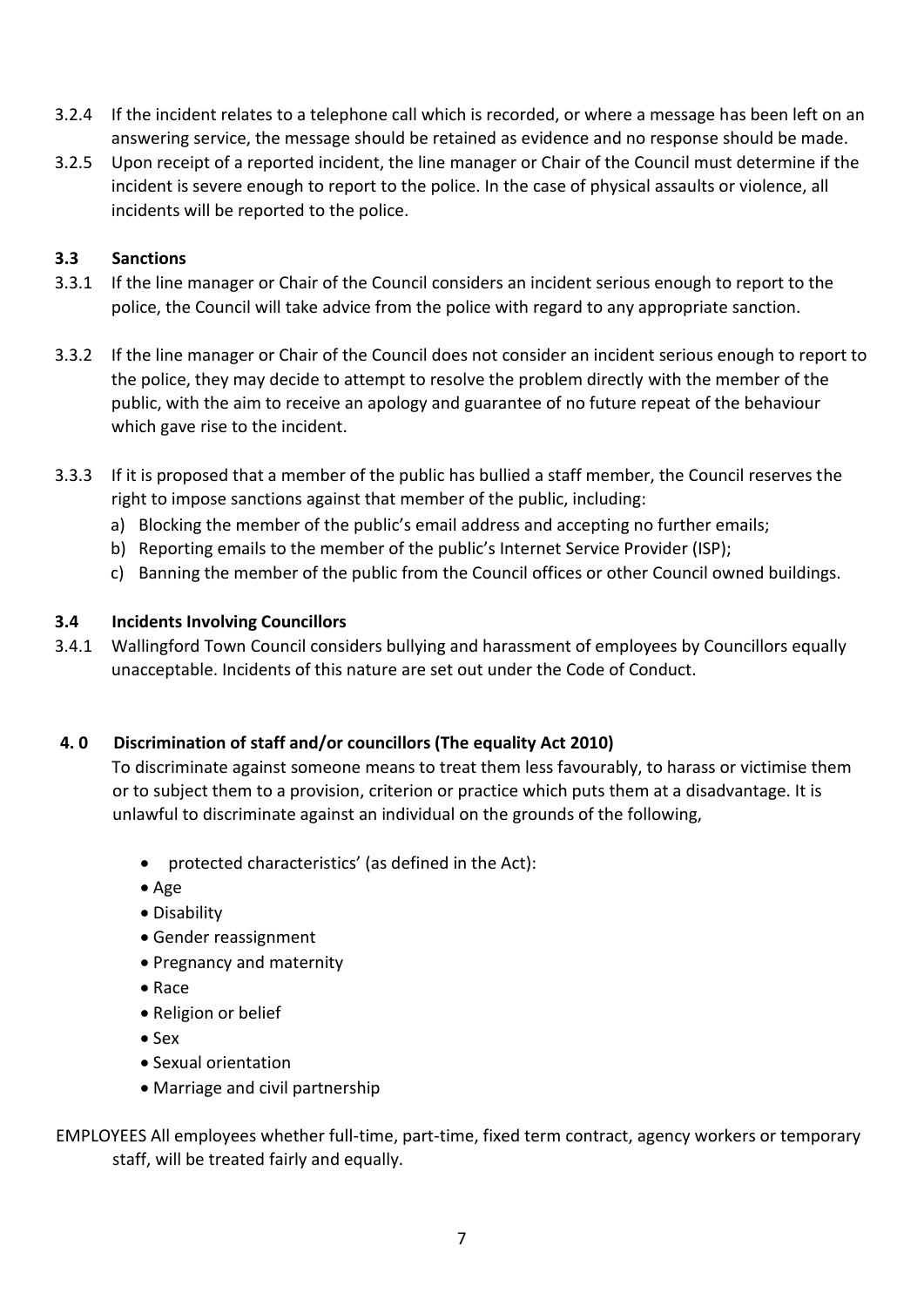3.2.4 If the incident relates to a telephone call which is recorded, or where a message has been left on an answering service, the message should be retained as evidence and no response should be made.

3.2.5 Upon receipt of a reported incident, the line manager or Chair of the Council must determine if the incident is severe enough to report to the police. In the case of physical assaults or violence, all incidents will be reported to the police.

### 3.3 Sanctions

3.3.1 If the line manager or Chair of the Council considers an incident serious enough to report to the police, the Council will take advice from the police with regard to any appropriate sanction.

3.3.2 If the line manager or Chair of the Council does not consider an incident serious enough to report to the police, they may decide to attempt to resolve the problem directly with the member of the public, with the aim to receive an apology and guarantee of no future repeat of the behaviour which gave rise to the incident.

3.3.3 If it is proposed that a member of the public has bullied a staff member, the Council reserves the right to impose sanctions against that member of the public, including:

a) Blocking the member of the public's email address and accepting no further emails;
b) Reporting emails to the member of the public's Internet Service Provider (ISP);
c) Banning the member of the public from the Council offices or other Council owned buildings.

### 3.4 Incidents Involving Councillors

3.4.1 Wallingford Town Council considers bullying and harassment of employees by Councillors equally unacceptable. Incidents of this nature are set out under the Code of Conduct.

## 4. 0 Discrimination of staff and/or councillors (The equality Act 2010)

To discriminate against someone means to treat them less favourably, to harass or victimise them or to subject them to a provision, criterion or practice which puts them at a disadvantage. It is unlawful to discriminate against an individual on the grounds of the following,

- protected characteristics' (as defined in the Act):
- Age
- Disability
- Gender reassignment
- Pregnancy and maternity
- Race
- Religion or belief
- Sex
- Sexual orientation
- Marriage and civil partnership

EMPLOYEES All employees whether full-time, part-time, fixed term contract, agency workers or temporary staff, will be treated fairly and equally.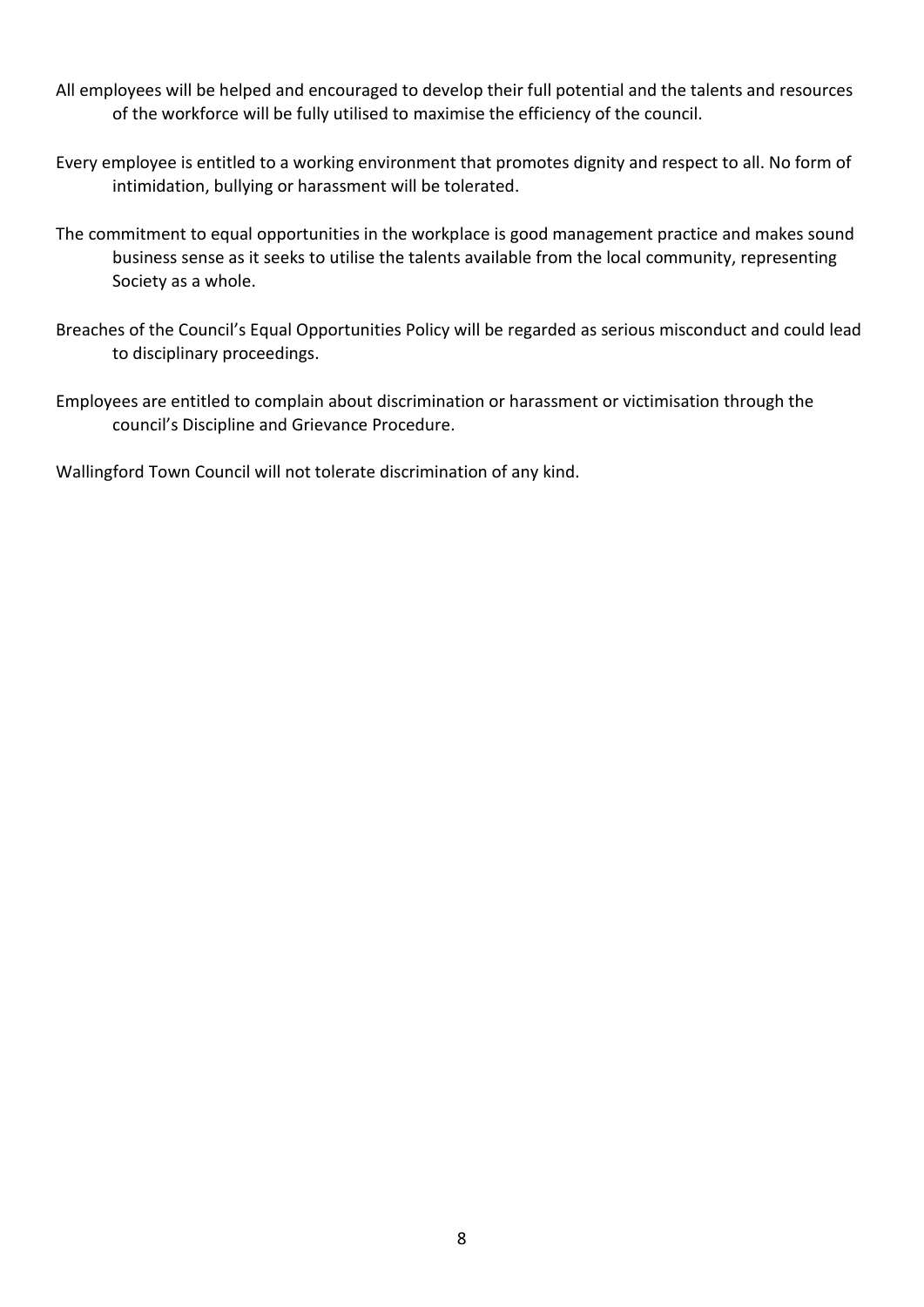All employees will be helped and encouraged to develop their full potential and the talents and resources of the workforce will be fully utilised to maximise the efficiency of the council.

Every employee is entitled to a working environment that promotes dignity and respect to all. No form of intimidation, bullying or harassment will be tolerated.

The commitment to equal opportunities in the workplace is good management practice and makes sound business sense as it seeks to utilise the talents available from the local community, representing Society as a whole.

Breaches of the Council's Equal Opportunities Policy will be regarded as serious misconduct and could lead to disciplinary proceedings.

Employees are entitled to complain about discrimination or harassment or victimisation through the council's Discipline and Grievance Procedure.

Wallingford Town Council will not tolerate discrimination of any kind.